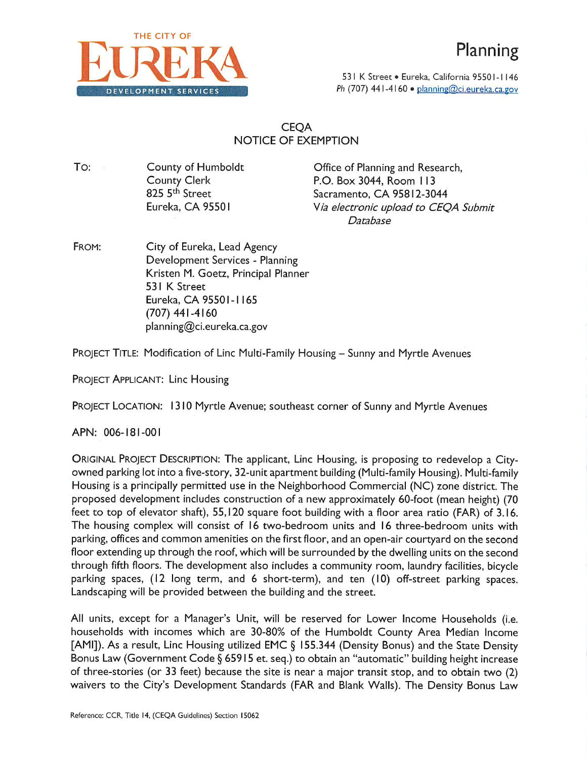THE CITY OF

EUREKA

DEVELOPMENT SERVICES

# Planning

531 K Street • Eureka, California 95501-1146
Ph (707) 441-4160 • planning@ci.eureka.ca.gov

## CEQA NOTICE OF EXEMPTION

TO:

County of Humboldt
County Clerk
825 5th Street
Eureka, CA 95501

Office of Planning and Research,
P.O. Box 3044, Room 113
Sacramento, CA 95812-3044
*Via electronic upload to CEQA Submit Database*

FROM:

City of Eureka, Lead Agency
Development Services - Planning
Kristen M. Goetz, Principal Planner
531 K Street
Eureka, CA 95501-1165
(707) 441-4160
planning@ci.eureka.ca.gov

PROJECT TITLE: Modification of Linc Multi-Family Housing – Sunny and Myrtle Avenues

PROJECT APPLICANT: Linc Housing

PROJECT LOCATION: 1310 Myrtle Avenue; southeast corner of Sunny and Myrtle Avenues

APN: 006-181-001

ORIGINAL PROJECT DESCRIPTION: The applicant, Linc Housing, is proposing to redevelop a City-owned parking lot into a five-story, 32-unit apartment building (Multi-family Housing). Multi-family Housing is a principally permitted use in the Neighborhood Commercial (NC) zone district. The proposed development includes construction of a new approximately 60-foot (mean height) (70 feet to top of elevator shaft), 55,120 square foot building with a floor area ratio (FAR) of 3.16. The housing complex will consist of 16 two-bedroom units and 16 three-bedroom units with parking, offices and common amenities on the first floor, and an open-air courtyard on the second floor extending up through the roof, which will be surrounded by the dwelling units on the second through fifth floors. The development also includes a community room, laundry facilities, bicycle parking spaces, (12 long term, and 6 short-term), and ten (10) off-street parking spaces. Landscaping will be provided between the building and the street.

All units, except for a Manager's Unit, will be reserved for Lower Income Households (i.e. households with incomes which are 30-80% of the Humboldt County Area Median Income [AMI]). As a result, Linc Housing utilized EMC § 155.344 (Density Bonus) and the State Density Bonus Law (Government Code § 65915 et. seq.) to obtain an "automatic" building height increase of three-stories (or 33 feet) because the site is near a major transit stop, and to obtain two (2) waivers to the City's Development Standards (FAR and Blank Walls). The Density Bonus Law

Reference: CCR, Title 14, (CEQA Guidelines) Section 15062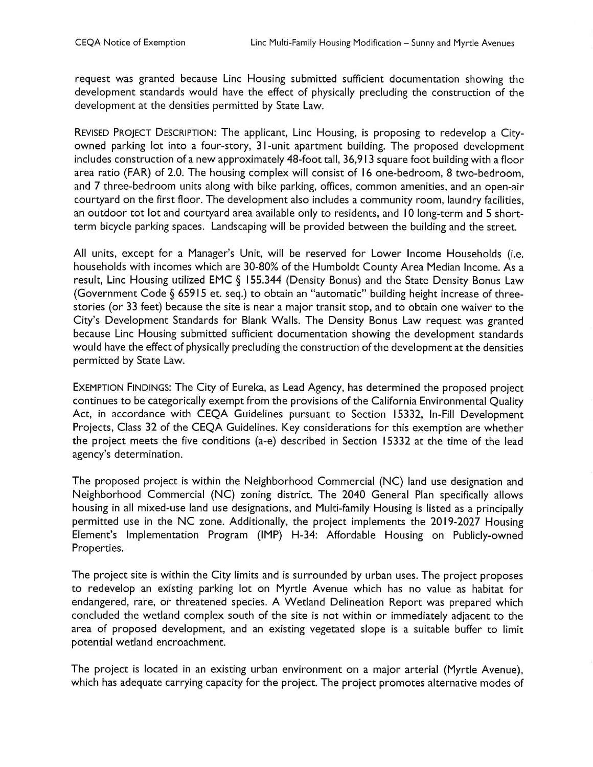request was granted because Linc Housing submitted sufficient documentation showing the development standards would have the effect of physically precluding the construction of the development at the densities permitted by State Law.

REVISED PROJECT DESCRIPTION: The applicant, Linc Housing, is proposing to redevelop a City-owned parking lot into a four-story, 31-unit apartment building. The proposed development includes construction of a new approximately 48-foot tall, 36,913 square foot building with a floor area ratio (FAR) of 2.0. The housing complex will consist of 16 one-bedroom, 8 two-bedroom, and 7 three-bedroom units along with bike parking, offices, common amenities, and an open-air courtyard on the first floor. The development also includes a community room, laundry facilities, an outdoor tot lot and courtyard area available only to residents, and 10 long-term and 5 short-term bicycle parking spaces. Landscaping will be provided between the building and the street.

All units, except for a Manager's Unit, will be reserved for Lower Income Households (i.e. households with incomes which are 30-80% of the Humboldt County Area Median Income. As a result, Linc Housing utilized EMC § 155.344 (Density Bonus) and the State Density Bonus Law (Government Code § 65915 et. seq.) to obtain an "automatic" building height increase of three-stories (or 33 feet) because the site is near a major transit stop, and to obtain one waiver to the City's Development Standards for Blank Walls. The Density Bonus Law request was granted because Linc Housing submitted sufficient documentation showing the development standards would have the effect of physically precluding the construction of the development at the densities permitted by State Law.

EXEMPTION FINDINGS: The City of Eureka, as Lead Agency, has determined the proposed project continues to be categorically exempt from the provisions of the California Environmental Quality Act, in accordance with CEQA Guidelines pursuant to Section 15332, In-Fill Development Projects, Class 32 of the CEQA Guidelines. Key considerations for this exemption are whether the project meets the five conditions (a-e) described in Section 15332 at the time of the lead agency's determination.

The proposed project is within the Neighborhood Commercial (NC) land use designation and Neighborhood Commercial (NC) zoning district. The 2040 General Plan specifically allows housing in all mixed-use land use designations, and Multi-family Housing is listed as a principally permitted use in the NC zone. Additionally, the project implements the 2019-2027 Housing Element's Implementation Program (IMP) H-34: Affordable Housing on Publicly-owned Properties.

The project site is within the City limits and is surrounded by urban uses. The project proposes to redevelop an existing parking lot on Myrtle Avenue which has no value as habitat for endangered, rare, or threatened species. A Wetland Delineation Report was prepared which concluded the wetland complex south of the site is not within or immediately adjacent to the area of proposed development, and an existing vegetated slope is a suitable buffer to limit potential wetland encroachment.

The project is located in an existing urban environment on a major arterial (Myrtle Avenue), which has adequate carrying capacity for the project. The project promotes alternative modes of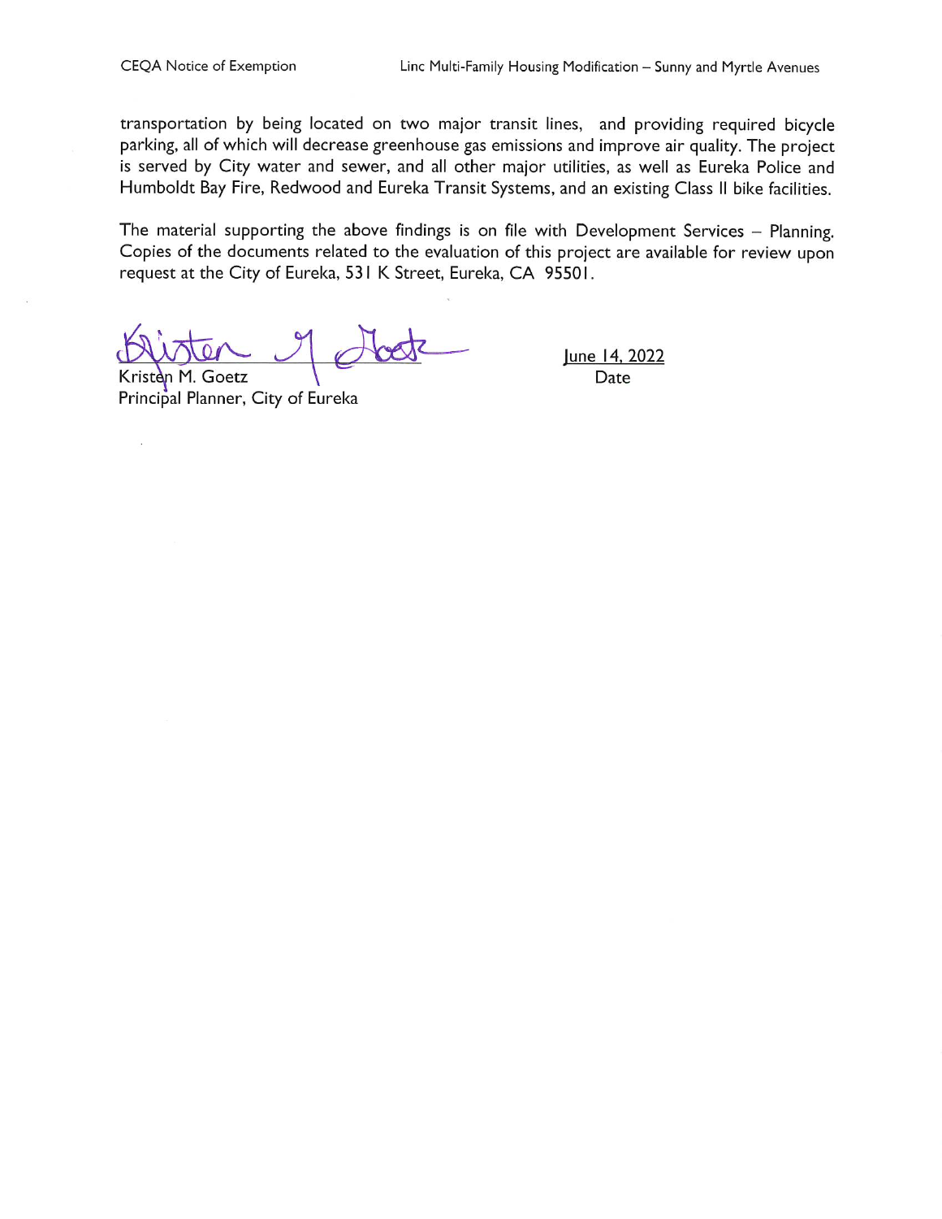transportation by being located on two major transit lines, and providing required bicycle parking, all of which will decrease greenhouse gas emissions and improve air quality. The project is served by City water and sewer, and all other major utilities, as well as Eureka Police and Humboldt Bay Fire, Redwood and Eureka Transit Systems, and an existing Class II bike facilities.

The material supporting the above findings is on file with Development Services – Planning. Copies of the documents related to the evaluation of this project are available for review upon request at the City of Eureka, 531 K Street, Eureka, CA 95501.

Kristen M. Goetz
Principal Planner, City of Eureka

June 14, 2022
Date